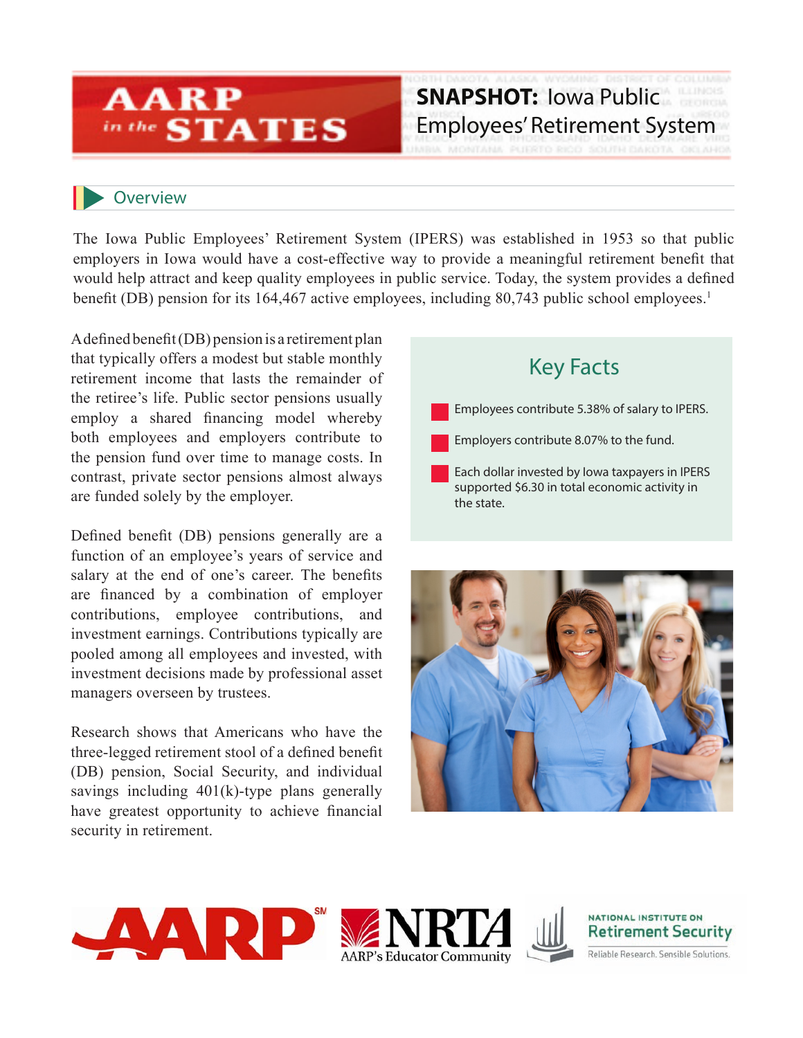# AARP in the STATES

# SNAPSHOT: Iowa Public Employees' Retirement System

## Overview

The Iowa Public Employees' Retirement System (IPERS) was established in 1953 so that public employers in Iowa would have a cost-effective way to provide a meaningful retirement benefit that would help attract and keep quality employees in public service. Today, the system provides a defined benefit (DB) pension for its 164,467 active employees, including 80,743 public school employees.[1]

A defined benefit (DB) pension is a retirement plan that typically offers a modest but stable monthly retirement income that lasts the remainder of the retiree's life. Public sector pensions usually employ a shared financing model whereby both employees and employers contribute to the pension fund over time to manage costs. In contrast, private sector pensions almost always are funded solely by the employer.

Defined benefit (DB) pensions generally are a function of an employee's years of service and salary at the end of one's career. The benefits are financed by a combination of employer contributions, employee contributions, and investment earnings. Contributions typically are pooled among all employees and invested, with investment decisions made by professional asset managers overseen by trustees.

Research shows that Americans who have the three-legged retirement stool of a defined benefit (DB) pension, Social Security, and individual savings including 401(k)-type plans generally have greatest opportunity to achieve financial security in retirement.

### Key Facts

- Employees contribute 5.38% of salary to IPERS.
- Employers contribute 8.07% to the fund.
- Each dollar invested by Iowa taxpayers in IPERS supported $6.30 in total economic activity in the state.

AARP | NRTA AARP's Educator Community | National Institute on Retirement Security — Reliable Research. Sensible Solutions.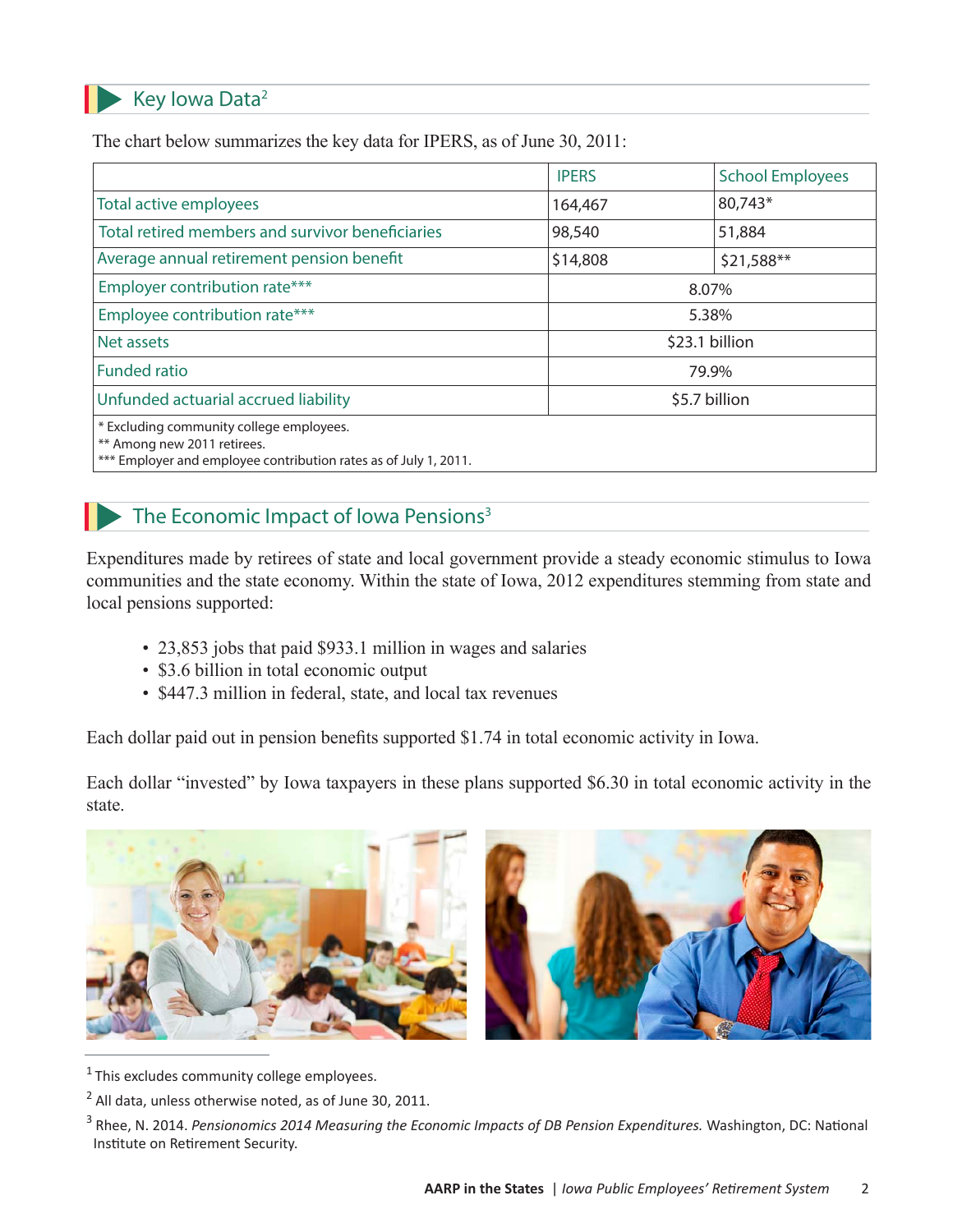## Key Iowa Data[2]

The chart below summarizes the key data for IPERS, as of June 30, 2011:

| | IPERS | School Employees |
|---|---|---|
| Total active employees | 164,467 | 80,743* |
| Total retired members and survivor beneficiaries | 98,540 | 51,884 |
| Average annual retirement pension benefit | $14,808 | $21,588** |
| Employer contribution rate*** | 8.07% | |
| Employee contribution rate*** | 5.38% | |
| Net assets | $23.1 billion | |
| Funded ratio | 79.9% | |
| Unfunded actuarial accrued liability | $5.7 billion | |

\* Excluding community college employees.
** Among new 2011 retirees.
*** Employer and employee contribution rates as of July 1, 2011.

## The Economic Impact of Iowa Pensions[3]

Expenditures made by retirees of state and local government provide a steady economic stimulus to Iowa communities and the state economy. Within the state of Iowa, 2012 expenditures stemming from state and local pensions supported:

- 23,853 jobs that paid $933.1 million in wages and salaries
- $3.6 billion in total economic output
- $447.3 million in federal, state, and local tax revenues

Each dollar paid out in pension benefits supported $1.74 in total economic activity in Iowa.

Each dollar "invested" by Iowa taxpayers in these plans supported $6.30 in total economic activity in the state.

[1] This excludes community college employees.

[2] All data, unless otherwise noted, as of June 30, 2011.

[3] Rhee, N. 2014. *Pensionomics 2014 Measuring the Economic Impacts of DB Pension Expenditures.* Washington, DC: National Institute on Retirement Security.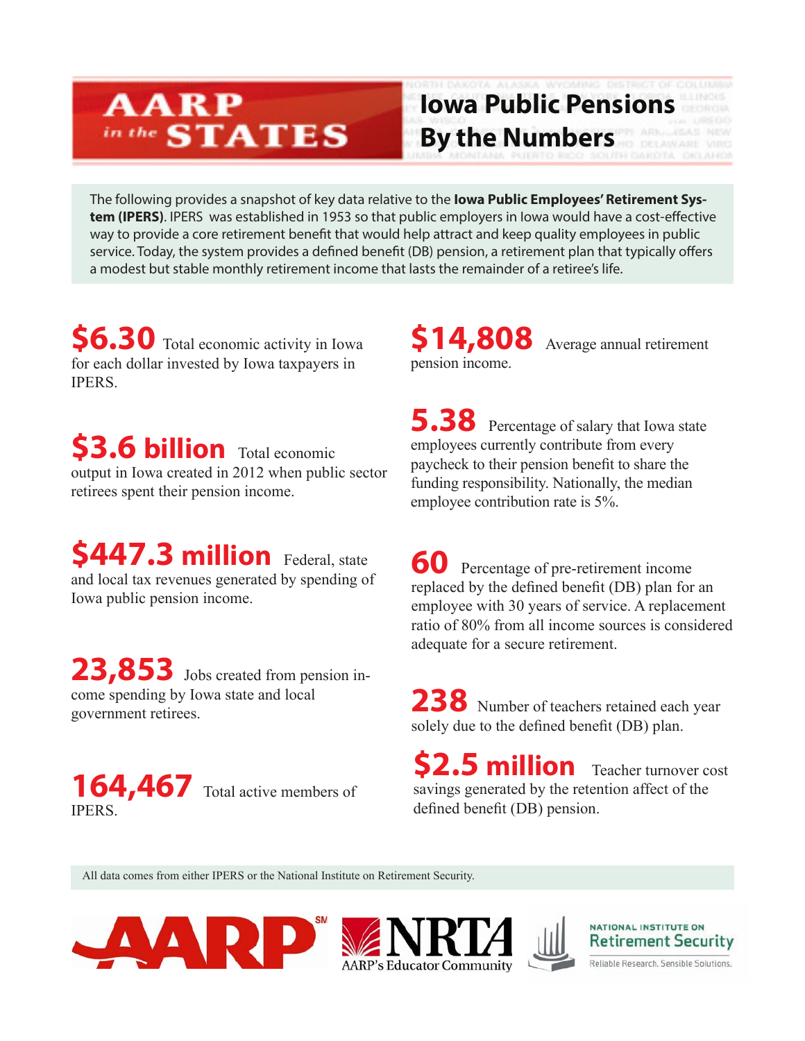# Iowa Public Pensions By the Numbers

AARP in the STATES

The following provides a snapshot of key data relative to the **Iowa Public Employees' Retirement System (IPERS)**. IPERS was established in 1953 so that public employers in Iowa would have a cost-effective way to provide a core retirement benefit that would help attract and keep quality employees in public service. Today, the system provides a defined benefit (DB) pension, a retirement plan that typically offers a modest but stable monthly retirement income that lasts the remainder of a retiree's life.

**$6.30** Total economic activity in Iowa for each dollar invested by Iowa taxpayers in IPERS.

**$3.6 billion** Total economic output in Iowa created in 2012 when public sector retirees spent their pension income.

**$447.3 million** Federal, state and local tax revenues generated by spending of Iowa public pension income.

**23,853** Jobs created from pension income spending by Iowa state and local government retirees.

**164,467** Total active members of IPERS.

**$14,808** Average annual retirement pension income.

**5.38** Percentage of salary that Iowa state employees currently contribute from every paycheck to their pension benefit to share the funding responsibility. Nationally, the median employee contribution rate is 5%.

**60** Percentage of pre-retirement income replaced by the defined benefit (DB) plan for an employee with 30 years of service. A replacement ratio of 80% from all income sources is considered adequate for a secure retirement.

**238** Number of teachers retained each year solely due to the defined benefit (DB) plan.

**$2.5 million** Teacher turnover cost savings generated by the retention affect of the defined benefit (DB) pension.

All data comes from either IPERS or the National Institute on Retirement Security.

AARP NRTA AARP's Educator Community National Institute on Retirement Security Reliable Research. Sensible Solutions.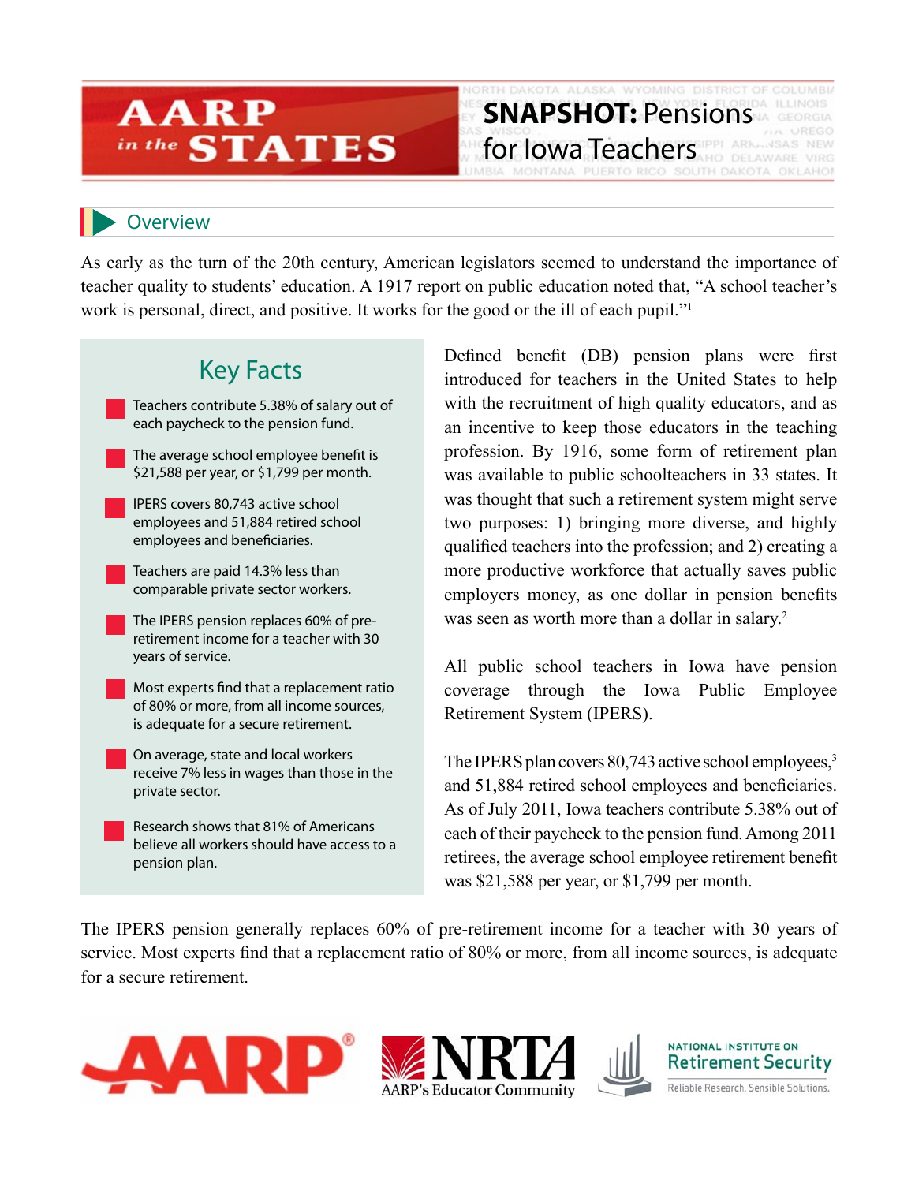# AARP in the STATES

# SNAPSHOT: Pensions for Iowa Teachers

## Overview

As early as the turn of the 20th century, American legislators seemed to understand the importance of teacher quality to students' education. A 1917 report on public education noted that, "A school teacher's work is personal, direct, and positive. It works for the good or the ill of each pupil."[1]

### Key Facts

- Teachers contribute 5.38% of salary out of each paycheck to the pension fund.
- The average school employee benefit is $21,588 per year, or $1,799 per month.
- IPERS covers 80,743 active school employees and 51,884 retired school employees and beneficiaries.
- Teachers are paid 14.3% less than comparable private sector workers.
- The IPERS pension replaces 60% of pre-retirement income for a teacher with 30 years of service.
- Most experts find that a replacement ratio of 80% or more, from all income sources, is adequate for a secure retirement.
- On average, state and local workers receive 7% less in wages than those in the private sector.
- Research shows that 81% of Americans believe all workers should have access to a pension plan.

Defined benefit (DB) pension plans were first introduced for teachers in the United States to help with the recruitment of high quality educators, and as an incentive to keep those educators in the teaching profession. By 1916, some form of retirement plan was available to public schoolteachers in 33 states. It was thought that such a retirement system might serve two purposes: 1) bringing more diverse, and highly qualified teachers into the profession; and 2) creating a more productive workforce that actually saves public employers money, as one dollar in pension benefits was seen as worth more than a dollar in salary.[2]

All public school teachers in Iowa have pension coverage through the Iowa Public Employee Retirement System (IPERS).

The IPERS plan covers 80,743 active school employees,[3] and 51,884 retired school employees and beneficiaries. As of July 2011, Iowa teachers contribute 5.38% out of each of their paycheck to the pension fund. Among 2011 retirees, the average school employee retirement benefit was $21,588 per year, or $1,799 per month.

The IPERS pension generally replaces 60% of pre-retirement income for a teacher with 30 years of service. Most experts find that a replacement ratio of 80% or more, from all income sources, is adequate for a secure retirement.

AARP® | NRTA AARP's Educator Community | NATIONAL INSTITUTE ON Retirement Security — Reliable Research. Sensible Solutions.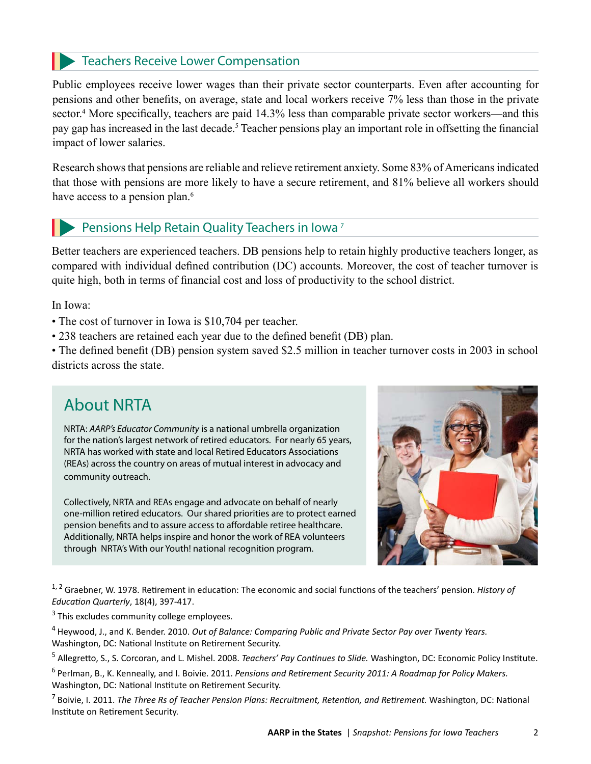## Teachers Receive Lower Compensation

Public employees receive lower wages than their private sector counterparts. Even after accounting for pensions and other benefits, on average, state and local workers receive 7% less than those in the private sector.[4] More specifically, teachers are paid 14.3% less than comparable private sector workers—and this pay gap has increased in the last decade.[5] Teacher pensions play an important role in offsetting the financial impact of lower salaries.

Research shows that pensions are reliable and relieve retirement anxiety. Some 83% of Americans indicated that those with pensions are more likely to have a secure retirement, and 81% believe all workers should have access to a pension plan.[6]

## Pensions Help Retain Quality Teachers in Iowa [7]

Better teachers are experienced teachers. DB pensions help to retain highly productive teachers longer, as compared with individual defined contribution (DC) accounts. Moreover, the cost of teacher turnover is quite high, both in terms of financial cost and loss of productivity to the school district.

In Iowa:

- The cost of turnover in Iowa is $10,704 per teacher.
- 238 teachers are retained each year due to the defined benefit (DB) plan.
- The defined benefit (DB) pension system saved $2.5 million in teacher turnover costs in 2003 in school districts across the state.

## About NRTA

NRTA: *AARP's Educator Community* is a national umbrella organization for the nation's largest network of retired educators. For nearly 65 years, NRTA has worked with state and local Retired Educators Associations (REAs) across the country on areas of mutual interest in advocacy and community outreach.

Collectively, NRTA and REAs engage and advocate on behalf of nearly one-million retired educators. Our shared priorities are to protect earned pension benefits and to assure access to affordable retiree healthcare. Additionally, NRTA helps inspire and honor the work of REA volunteers through NRTA's With our Youth! national recognition program.

---

[1, 2] Graebner, W. 1978. Retirement in education: The economic and social functions of the teachers' pension. *History of Education Quarterly*, 18(4), 397-417.

[3] This excludes community college employees.

[4] Heywood, J., and K. Bender. 2010. *Out of Balance: Comparing Public and Private Sector Pay over Twenty Years.* Washington, DC: National Institute on Retirement Security.

[5] Allegretto, S., S. Corcoran, and L. Mishel. 2008. *Teachers' Pay Continues to Slide.* Washington, DC: Economic Policy Institute.

[6] Perlman, B., K. Kenneally, and I. Boivie. 2011. *Pensions and Retirement Security 2011: A Roadmap for Policy Makers.* Washington, DC: National Institute on Retirement Security.

[7] Boivie, I. 2011. *The Three Rs of Teacher Pension Plans: Recruitment, Retention, and Retirement.* Washington, DC: National Institute on Retirement Security.